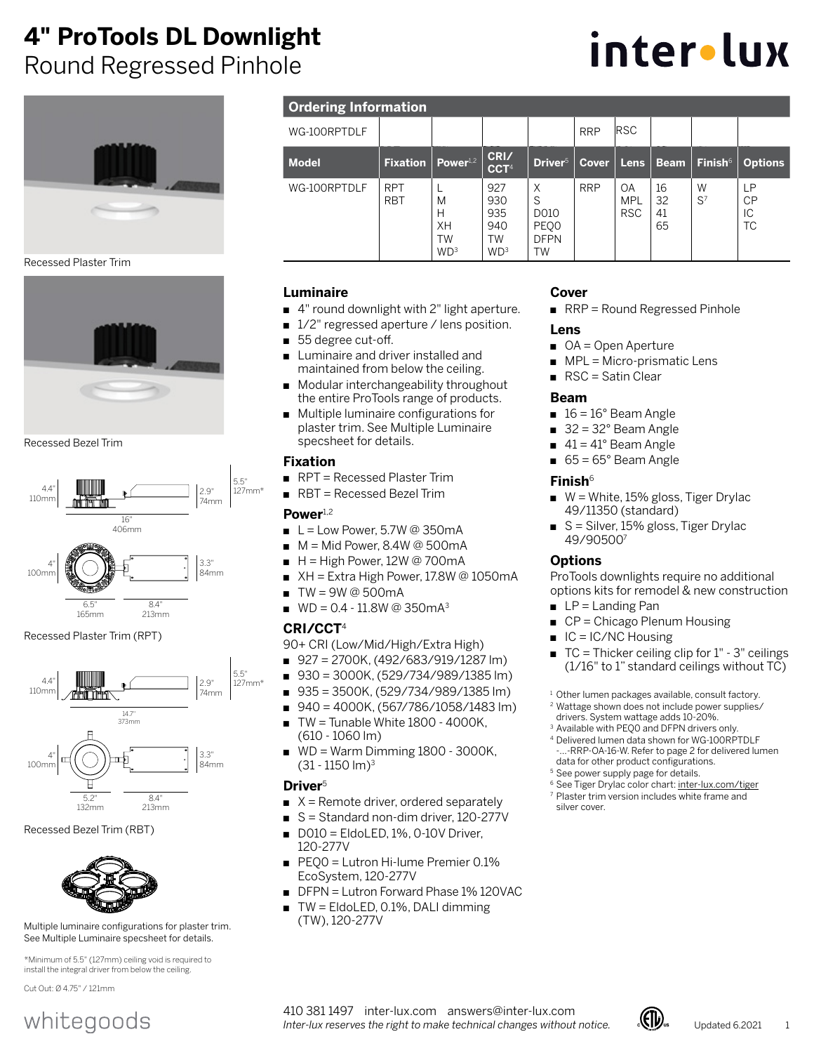# 4" ProTools DL Downlight
Round Regressed Pinhole

inter•lux

Recessed Plaster Trim

Recessed Bezel Trim

4.4" 110mm | 2.9" 74mm | 5.5" 127mm* | 16" 406mm | 4" 100mm | 3.3" 84mm | 6.5" 165mm | 8.4" 213mm

Recessed Plaster Trim (RPT)

4.4" 110mm | 2.9" 74mm | 5.5" 127mm* | 14.7" 373mm | 4" 100mm | 3.3" 84mm | 5.2" 132mm | 8.4" 213mm

Recessed Bezel Trim (RBT)

Multiple luminaire configurations for plaster trim. See Multiple Luminaire specsheet for details.

*Minimum of 5.5" (127mm) ceiling void is required to install the integral driver from below the ceiling.

Cut Out: Ø 4.75" / 121mm

## Ordering Information

| WG-100RPTDLF | | | | | RRP | RSC | | | |
|---|---|---|---|---|---|---|---|---|---|
| **Model** | **Fixation** | **Power**[1,2] | **CRI/ CCT**[4] | **Driver**[5] | **Cover** | **Lens** | **Beam** | **Finish**[6] | **Options** |
| WG-100RPTDLF | RPT<br>RBT | L<br>M<br>H<br>XH<br>TW<br>WD[3] | 927<br>930<br>935<br>940<br>TW<br>WD[3] | X<br>S<br>D010<br>PEQ0<br>DFPN<br>TW | RRP | OA<br>MPL<br>RSC | 16<br>32<br>41<br>65 | W<br>S[7] | LP<br>CP<br>IC<br>TC |

### Luminaire
- 4" round downlight with 2" light aperture.
- 1/2" regressed aperture / lens position.
- 55 degree cut-off.
- Luminaire and driver installed and maintained from below the ceiling.
- Modular interchangeability throughout the entire ProTools range of products.
- Multiple luminaire configurations for plaster trim. See Multiple Luminaire specsheet for details.

### Fixation
- RPT = Recessed Plaster Trim
- RBT = Recessed Bezel Trim

### Power[1,2]
- L = Low Power, 5.7W @ 350mA
- M = Mid Power, 8.4W @ 500mA
- H = High Power, 12W @ 700mA
- XH = Extra High Power, 17.8W @ 1050mA
- TW = 9W @ 500mA
- WD = 0.4 - 11.8W @ 350mA[3]

### CRI/CCT[4]
90+ CRI (Low/Mid/High/Extra High)
- 927 = 2700K, (492/683/919/1287 lm)
- 930 = 3000K, (529/734/989/1385 lm)
- 935 = 3500K, (529/734/989/1385 lm)
- 940 = 4000K, (567/786/1058/1483 lm)
- TW = Tunable White 1800 - 4000K, (610 - 1060 lm)
- WD = Warm Dimming 1800 - 3000K, (31 - 1150 lm)[3]

### Driver[5]
- X = Remote driver, ordered separately
- S = Standard non-dim driver, 120-277V
- D010 = EldoLED, 1%, 0-10V Driver, 120-277V
- PEQ0 = Lutron Hi-lume Premier 0.1% EcoSystem, 120-277V
- DFPN = Lutron Forward Phase 1% 120VAC
- TW = EldoLED, 0.1%, DALI dimming (TW), 120-277V

### Cover
- RRP = Round Regressed Pinhole

### Lens
- OA = Open Aperture
- MPL = Micro-prismatic Lens
- RSC = Satin Clear

### Beam
- 16 = 16° Beam Angle
- 32 = 32° Beam Angle
- 41 = 41° Beam Angle
- 65 = 65° Beam Angle

### Finish[6]
- W = White, 15% gloss, Tiger Drylac 49/11350 (standard)
- S = Silver, 15% gloss, Tiger Drylac 49/90500[7]

### Options
ProTools downlights require no additional options kits for remodel & new construction
- LP = Landing Pan
- CP = Chicago Plenum Housing
- IC = IC/NC Housing
- TC = Thicker ceiling clip for 1" - 3" ceilings (1/16" to 1" standard ceilings without TC)

[1] Other lumen packages available, consult factory.
[2] Wattage shown does not include power supplies/drivers. System wattage adds 10-20%.
[3] Available with PEQ0 and DFPN drivers only.
[4] Delivered lumen data shown for WG-100RPTDLF -...-RRP-OA-16-W. Refer to page 2 for delivered lumen data for other product configurations.
[5] See power supply page for details.
[6] See Tiger Drylac color chart: inter-lux.com/tiger
[7] Plaster trim version includes white frame and silver cover.

whitegoods

410 381 1497 inter-lux.com answers@inter-lux.com
*Inter-lux reserves the right to make technical changes without notice.*

Updated 6.2021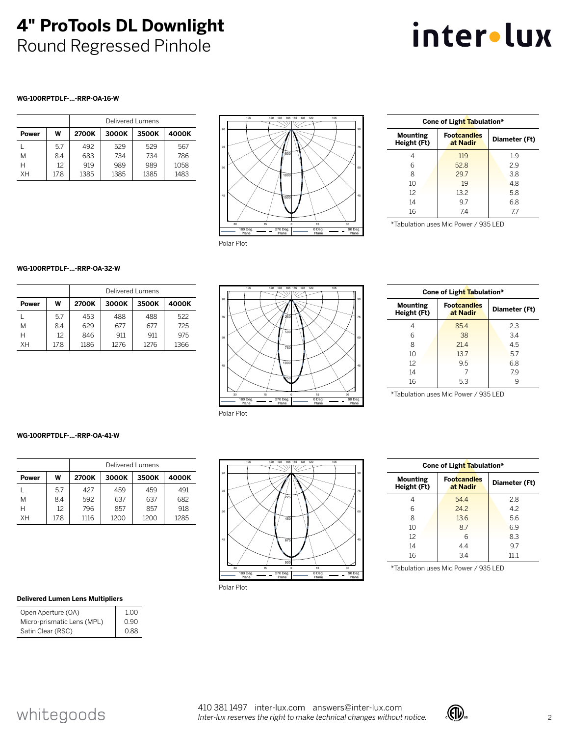# 4" ProTools DL Downlight
Round Regressed Pinhole

**WG-100RPTDLF-...-RRP-OA-16-W**

| | | Delivered Lumens | | | |
|---|---|---|---|---|---|
| **Power** | **W** | **2700K** | **3000K** | **3500K** | **4000K** |
| L | 5.7 | 492 | 529 | 529 | 567 |
| M | 8.4 | 683 | 734 | 734 | 786 |
| H | 12 | 919 | 989 | 989 | 1058 |
| XH | 17.8 | 1385 | 1385 | 1385 | 1483 |

105 120 135 165 165 135 120 105
90 90
75 75
60 60
45 45
500
1000
1500
30 15 0 15 30
180 Deg. Plane
270 Deg. Plane
0 Deg. Plane
90 Deg. Plane

Polar Plot

| Cone of Light Tabulation* | | |
|---|---|---|
| **Mounting Height (Ft)** | **Footcandles at Nadir** | **Diameter (Ft)** |
| 4 | 119 | 1.9 |
| 6 | 52.8 | 2.9 |
| 8 | 29.7 | 3.8 |
| 10 | 19 | 4.8 |
| 12 | 13.2 | 5.8 |
| 14 | 9.7 | 6.8 |
| 16 | 7.4 | 7.7 |

*Tabulation uses Mid Power / 935 LED

**WG-100RPTDLF-...-RRP-OA-32-W**

| | | Delivered Lumens | | | |
|---|---|---|---|---|---|
| **Power** | **W** | **2700K** | **3000K** | **3500K** | **4000K** |
| L | 5.7 | 453 | 488 | 488 | 522 |
| M | 8.4 | 629 | 677 | 677 | 725 |
| H | 12 | 846 | 911 | 911 | 975 |
| XH | 17.8 | 1186 | 1276 | 1276 | 1366 |

105 120 135 165 165 135 120 105
90 90
75 75
60 60
45 45
250
500
750
1000
1250
30 15 0 15 30
180 Deg. Plane
270 Deg. Plane
0 Deg. Plane
90 Deg. Plane

Polar Plot

| Cone of Light Tabulation* | | |
|---|---|---|
| **Mounting Height (Ft)** | **Footcandles at Nadir** | **Diameter (Ft)** |
| 4 | 85.4 | 2.3 |
| 6 | 38 | 3.4 |
| 8 | 21.4 | 4.5 |
| 10 | 13.7 | 5.7 |
| 12 | 9.5 | 6.8 |
| 14 | 7 | 7.9 |
| 16 | 5.3 | 9 |

*Tabulation uses Mid Power / 935 LED

**WG-100RPTDLF-...-RRP-OA-41-W**

| | | Delivered Lumens | | | |
|---|---|---|---|---|---|
| **Power** | **W** | **2700K** | **3000K** | **3500K** | **4000K** |
| L | 5.7 | 427 | 459 | 459 | 491 |
| M | 8.4 | 592 | 637 | 637 | 682 |
| H | 12 | 796 | 857 | 857 | 918 |
| XH | 17.8 | 1116 | 1200 | 1200 | 1285 |

105 120 135 165 165 135 120 105
90 90
75 75
60 60
45 45
225
450
675
900
30 15 0 15 30
180 Deg. Plane
270 Deg. Plane
0 Deg. Plane
90 Deg. Plane

Polar Plot

| Cone of Light Tabulation* | | |
|---|---|---|
| **Mounting Height (Ft)** | **Footcandles at Nadir** | **Diameter (Ft)** |
| 4 | 54.4 | 2.8 |
| 6 | 24.2 | 4.2 |
| 8 | 13.6 | 5.6 |
| 10 | 8.7 | 6.9 |
| 12 | 6 | 8.3 |
| 14 | 4.4 | 9.7 |
| 16 | 3.4 | 11.1 |

*Tabulation uses Mid Power / 935 LED

**Delivered Lumen Lens Multipliers**

| | |
|---|---|
| Open Aperture (OA) | 1.00 |
| Micro-prismatic Lens (MPL) | 0.90 |
| Satin Clear (RSC) | 0.88 |

whitegoods

410 381 1497 inter-lux.com answers@inter-lux.com
*Inter-lux reserves the right to make technical changes without notice.*